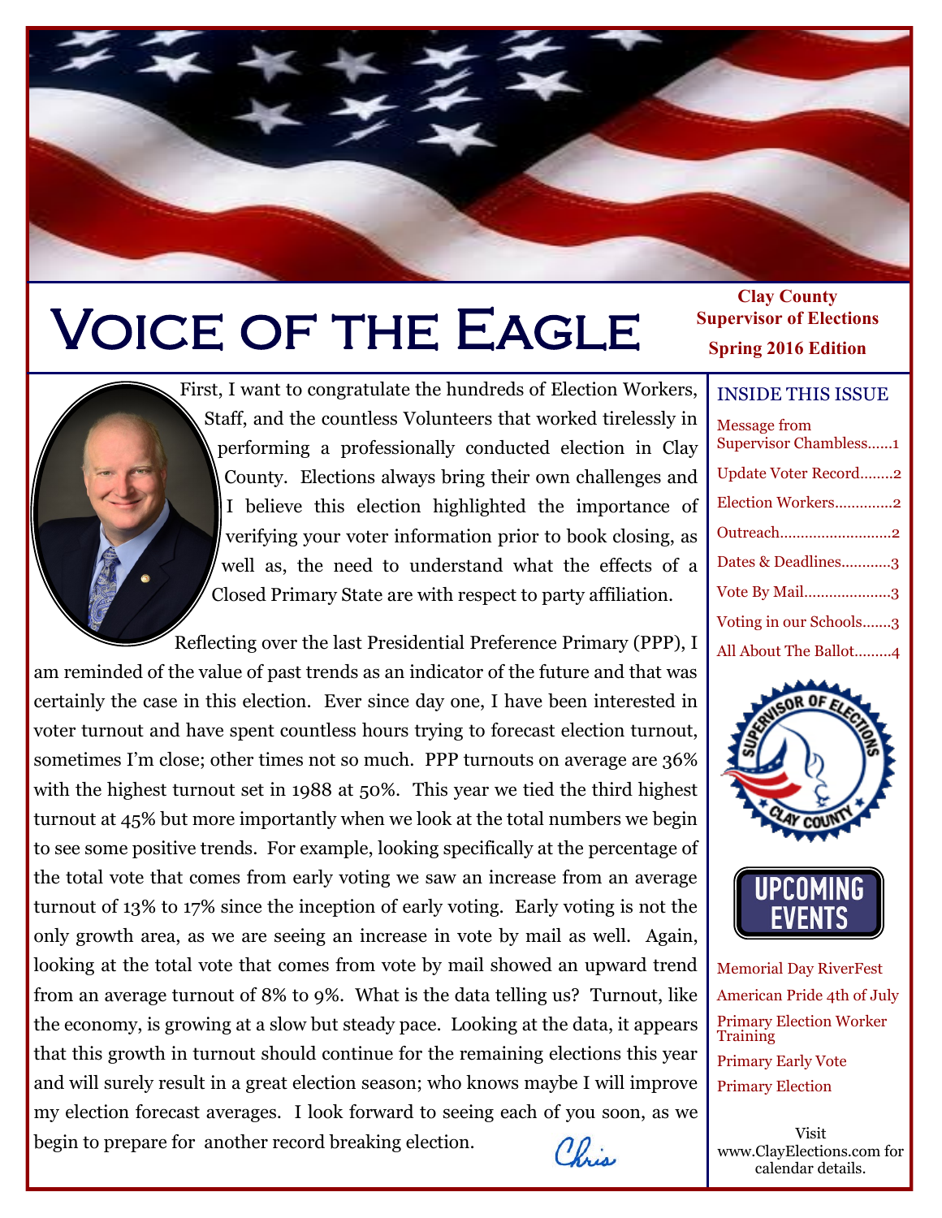# Voice of the Eagle

**Clay County Supervisor of Elections**

**Spring 2016 Edition**

First, I want to congratulate the hundreds of Election Workers, Staff, and the countless Volunteers that worked tirelessly in performing a professionally conducted election in Clay County. Elections always bring their own challenges and I believe this election highlighted the importance of verifying your voter information prior to book closing, as well as, the need to understand what the effects of a Closed Primary State are with respect to party affiliation.

Reflecting over the last Presidential Preference Primary (PPP), I am reminded of the value of past trends as an indicator of the future and that was certainly the case in this election. Ever since day one, I have been interested in voter turnout and have spent countless hours trying to forecast election turnout, sometimes I'm close; other times not so much. PPP turnouts on average are 36% with the highest turnout set in 1988 at 50%. This year we tied the third highest turnout at 45% but more importantly when we look at the total numbers we begin to see some positive trends. For example, looking specifically at the percentage of the total vote that comes from early voting we saw an increase from an average turnout of 13% to 17% since the inception of early voting. Early voting is not the only growth area, as we are seeing an increase in vote by mail as well. Again, looking at the total vote that comes from vote by mail showed an upward trend from an average turnout of 8% to 9%. What is the data telling us? Turnout, like the economy, is growing at a slow but steady pace. Looking at the data, it appears that this growth in turnout should continue for the remaining elections this year and will surely result in a great election season; who knows maybe I will improve my election forecast averages. I look forward to seeing each of you soon, as we begin to prepare for another record breaking election.

*Chris*

## Inside This Issue

- Message from Supervisor Chambless......1
- Update Voter Record........2
- Election Workers.............2
- Outreach...........................2
- Dates & Deadlines............3
- Vote By Mail.....................3
- Voting in our Schools.......3
- All About The Ballot.........4

## Upcoming Events

- Memorial Day RiverFest
- American Pride 4th of July
- Primary Election Worker Training
- Primary Early Vote
- Primary Election

Visit www.ClayElections.com for calendar details.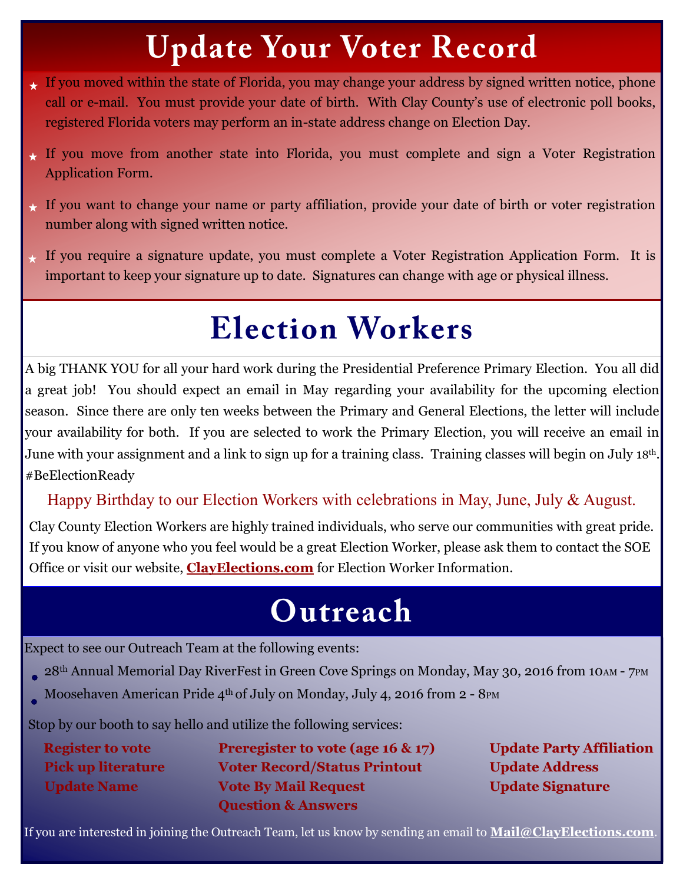# Update Your Voter Record

- If you moved within the state of Florida, you may change your address by signed written notice, phone call or e-mail. You must provide your date of birth. With Clay County's use of electronic poll books, registered Florida voters may perform an in-state address change on Election Day.
- If you move from another state into Florida, you must complete and sign a Voter Registration Application Form.
- If you want to change your name or party affiliation, provide your date of birth or voter registration number along with signed written notice.
- If you require a signature update, you must complete a Voter Registration Application Form. It is important to keep your signature up to date. Signatures can change with age or physical illness.

# Election Workers

A big THANK YOU for all your hard work during the Presidential Preference Primary Election. You all did a great job! You should expect an email in May regarding your availability for the upcoming election season. Since there are only ten weeks between the Primary and General Elections, the letter will include your availability for both. If you are selected to work the Primary Election, you will receive an email in June with your assignment and a link to sign up for a training class. Training classes will begin on July 18th. #BeElectionReady

Happy Birthday to our Election Workers with celebrations in May, June, July & August.

Clay County Election Workers are highly trained individuals, who serve our communities with great pride. If you know of anyone who you feel would be a great Election Worker, please ask them to contact the SOE Office or visit our website, **ClayElections.com** for Election Worker Information.

# Outreach

Expect to see our Outreach Team at the following events:

- 28th Annual Memorial Day RiverFest in Green Cove Springs on Monday, May 30, 2016 from 10AM - 7PM
- Moosehaven American Pride 4th of July on Monday, July 4, 2016 from 2 - 8PM

Stop by our booth to say hello and utilize the following services:

**Register to vote**
**Pick up literature**
**Update Name**
**Preregister to vote (age 16 & 17)**
**Voter Record/Status Printout**
**Vote By Mail Request**
**Question & Answers**
**Update Party Affiliation**
**Update Address**
**Update Signature**

If you are interested in joining the Outreach Team, let us know by sending an email to **Mail@ClayElections.com**.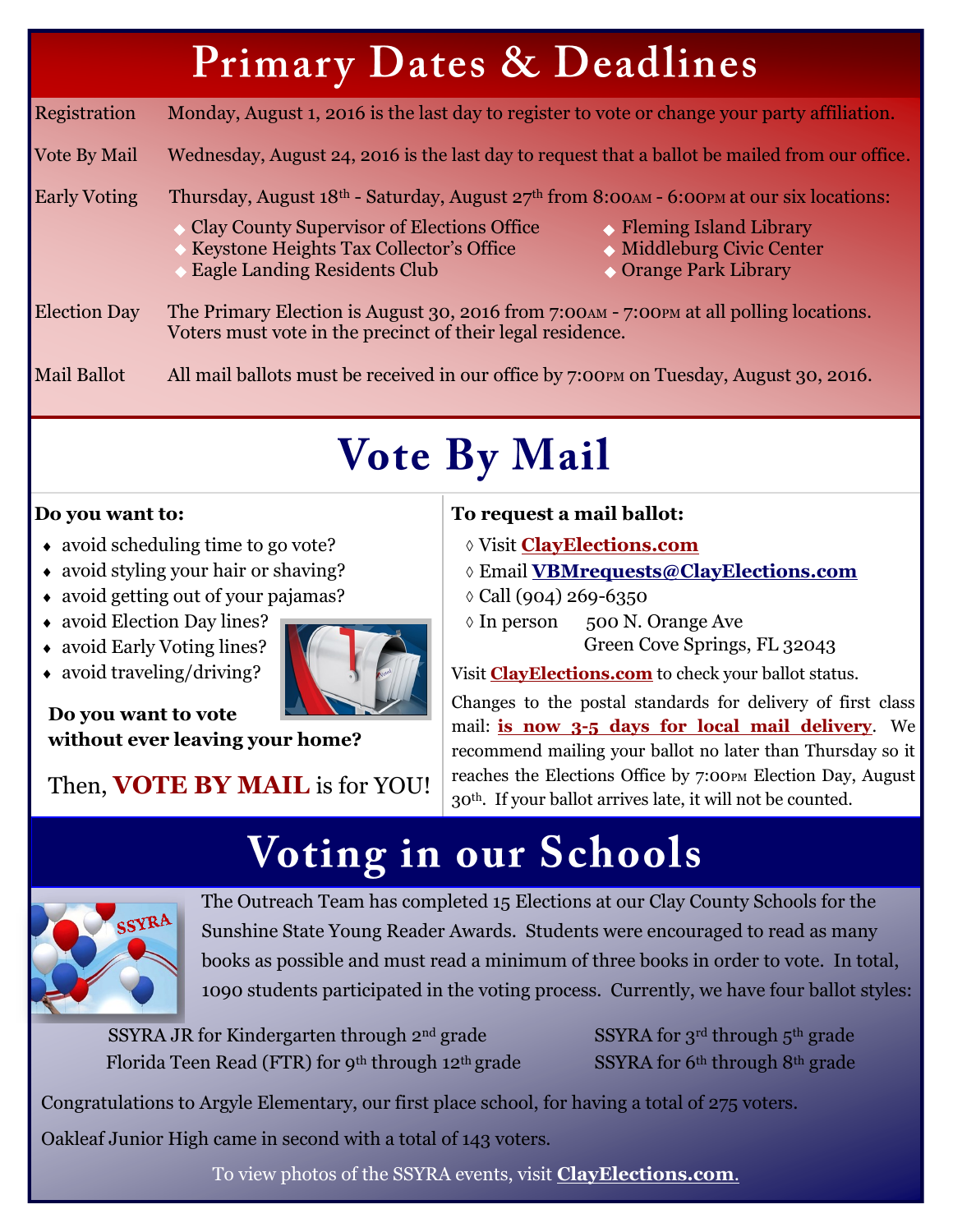# Primary Dates & Deadlines

| | |
|---|---|
| Registration | Monday, August 1, 2016 is the last day to register to vote or change your party affiliation. |
| Vote By Mail | Wednesday, August 24, 2016 is the last day to request that a ballot be mailed from our office. |
| Early Voting | Thursday, August 18th - Saturday, August 27th from 8:00AM - 6:00PM at our six locations: |
| Election Day | The Primary Election is August 30, 2016 from 7:00AM - 7:00PM at all polling locations. Voters must vote in the precinct of their legal residence. |
| Mail Ballot | All mail ballots must be received in our office by 7:00PM on Tuesday, August 30, 2016. |

Early Voting locations:

- Clay County Supervisor of Elections Office
- Keystone Heights Tax Collector's Office
- Eagle Landing Residents Club
- Fleming Island Library
- Middleburg Civic Center
- Orange Park Library

# Vote By Mail

**Do you want to:**

- avoid scheduling time to go vote?
- avoid styling your hair or shaving?
- avoid getting out of your pajamas?
- avoid Election Day lines?
- avoid Early Voting lines?
- avoid traveling/driving?

**Do you want to vote without ever leaving your home?**

Then, **VOTE BY MAIL** is for YOU!

**To request a mail ballot:**

- Visit **ClayElections.com**
- Email **VBMrequests@ClayElections.com**
- Call (904) 269-6350
- In person 500 N. Orange Ave
  Green Cove Springs, FL 32043

Visit **ClayElections.com** to check your ballot status.

Changes to the postal standards for delivery of first class mail: **is now 3-5 days for local mail delivery**. We recommend mailing your ballot no later than Thursday so it reaches the Elections Office by 7:00PM Election Day, August 30th. If your ballot arrives late, it will not be counted.

# Voting in our Schools

The Outreach Team has completed 15 Elections at our Clay County Schools for the Sunshine State Young Reader Awards. Students were encouraged to read as many books as possible and must read a minimum of three books in order to vote. In total, 1090 students participated in the voting process. Currently, we have four ballot styles:

- SSYRA JR for Kindergarten through 2nd grade
- SSYRA for 3rd through 5th grade
- SSYRA for 6th through 8th grade
- Florida Teen Read (FTR) for 9th through 12th grade

Congratulations to Argyle Elementary, our first place school, for having a total of 275 voters.

Oakleaf Junior High came in second with a total of 143 voters.

To view photos of the SSYRA events, visit **ClayElections.com**.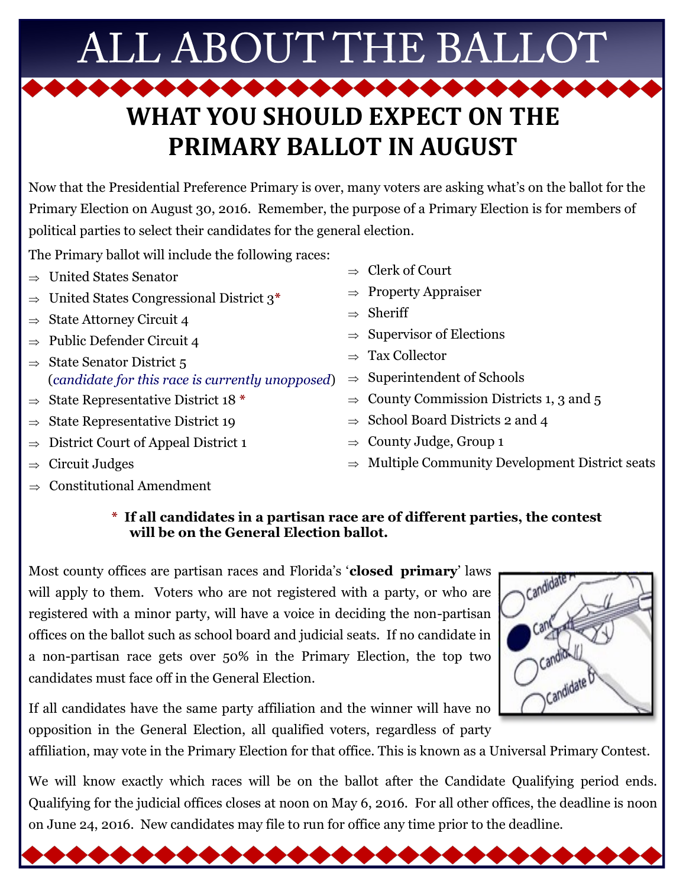# ALL ABOUT THE BALLOT

## WHAT YOU SHOULD EXPECT ON THE PRIMARY BALLOT IN AUGUST

Now that the Presidential Preference Primary is over, many voters are asking what's on the ballot for the Primary Election on August 30, 2016. Remember, the purpose of a Primary Election is for members of political parties to select their candidates for the general election.

The Primary ballot will include the following races:

- ⇒ United States Senator
- ⇒ United States Congressional District 3*
- ⇒ State Attorney Circuit 4
- ⇒ Public Defender Circuit 4
- ⇒ State Senator District 5 (*candidate for this race is currently unopposed*)
- ⇒ State Representative District 18 *
- ⇒ State Representative District 19
- ⇒ District Court of Appeal District 1
- ⇒ Circuit Judges
- ⇒ Constitutional Amendment
- ⇒ Clerk of Court
- ⇒ Property Appraiser
- ⇒ Sheriff
- ⇒ Supervisor of Elections
- ⇒ Tax Collector
- ⇒ Superintendent of Schools
- ⇒ County Commission Districts 1, 3 and 5
- ⇒ School Board Districts 2 and 4
- ⇒ County Judge, Group 1
- ⇒ Multiple Community Development District seats

**\* If all candidates in a partisan race are of different parties, the contest will be on the General Election ballot.**

Most county offices are partisan races and Florida's '**closed primary**' laws will apply to them. Voters who are not registered with a party, or who are registered with a minor party, will have a voice in deciding the non-partisan offices on the ballot such as school board and judicial seats. If no candidate in a non-partisan race gets over 50% in the Primary Election, the top two candidates must face off in the General Election.

If all candidates have the same party affiliation and the winner will have no opposition in the General Election, all qualified voters, regardless of party affiliation, may vote in the Primary Election for that office. This is known as a Universal Primary Contest.

We will know exactly which races will be on the ballot after the Candidate Qualifying period ends. Qualifying for the judicial offices closes at noon on May 6, 2016. For all other offices, the deadline is noon on June 24, 2016. New candidates may file to run for office any time prior to the deadline.